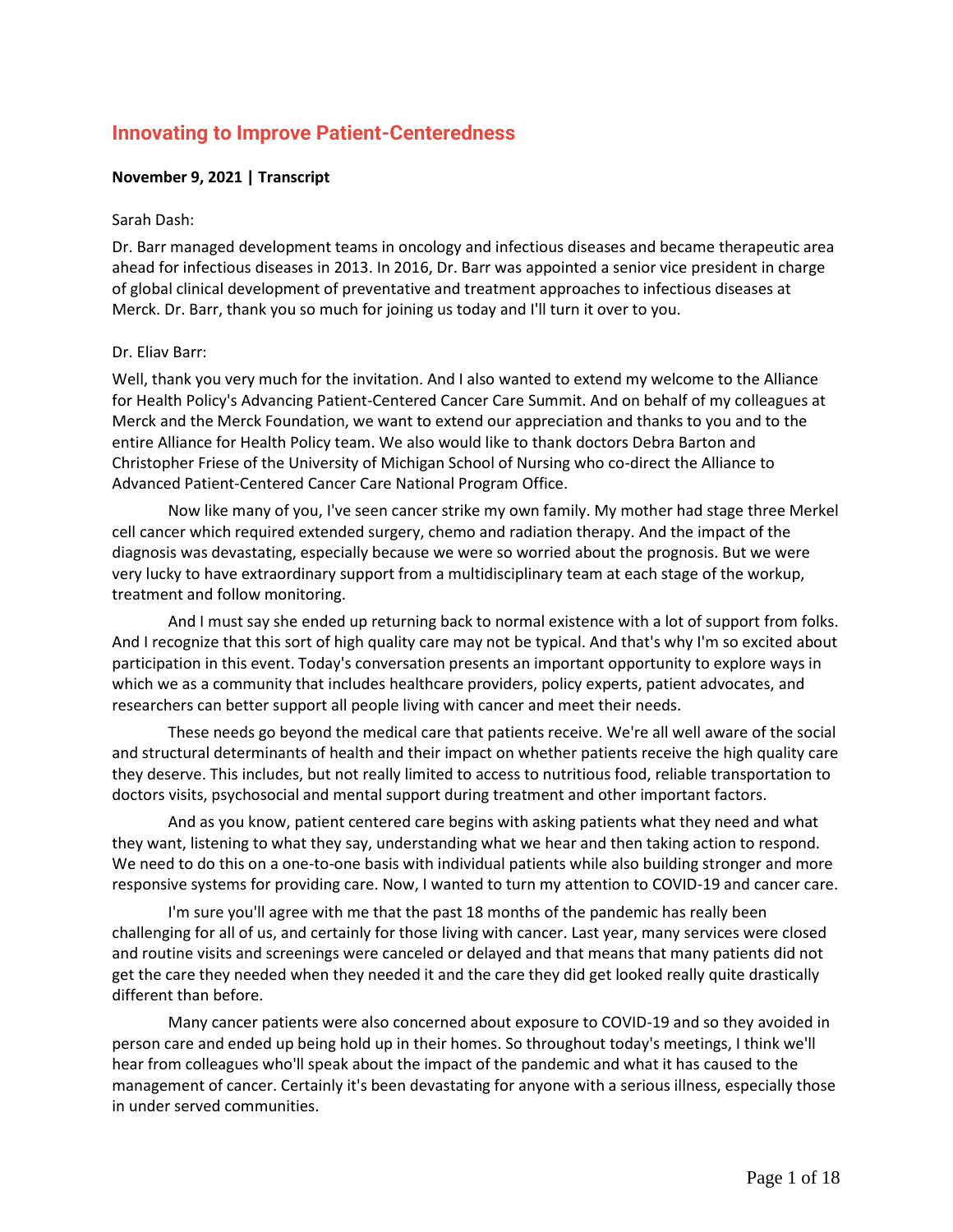# Innovating to Improve Patient-Centeredness

**November 9, 2021 | Transcript**

Sarah Dash:

Dr. Barr managed development teams in oncology and infectious diseases and became therapeutic area ahead for infectious diseases in 2013. In 2016, Dr. Barr was appointed a senior vice president in charge of global clinical development of preventative and treatment approaches to infectious diseases at Merck. Dr. Barr, thank you so much for joining us today and I'll turn it over to you.

Dr. Eliav Barr:

Well, thank you very much for the invitation. And I also wanted to extend my welcome to the Alliance for Health Policy's Advancing Patient-Centered Cancer Care Summit. And on behalf of my colleagues at Merck and the Merck Foundation, we want to extend our appreciation and thanks to you and to the entire Alliance for Health Policy team. We also would like to thank doctors Debra Barton and Christopher Friese of the University of Michigan School of Nursing who co-direct the Alliance to Advanced Patient-Centered Cancer Care National Program Office.

Now like many of you, I've seen cancer strike my own family. My mother had stage three Merkel cell cancer which required extended surgery, chemo and radiation therapy. And the impact of the diagnosis was devastating, especially because we were so worried about the prognosis. But we were very lucky to have extraordinary support from a multidisciplinary team at each stage of the workup, treatment and follow monitoring.

And I must say she ended up returning back to normal existence with a lot of support from folks. And I recognize that this sort of high quality care may not be typical. And that's why I'm so excited about participation in this event. Today's conversation presents an important opportunity to explore ways in which we as a community that includes healthcare providers, policy experts, patient advocates, and researchers can better support all people living with cancer and meet their needs.

These needs go beyond the medical care that patients receive. We're all well aware of the social and structural determinants of health and their impact on whether patients receive the high quality care they deserve. This includes, but not really limited to access to nutritious food, reliable transportation to doctors visits, psychosocial and mental support during treatment and other important factors.

And as you know, patient centered care begins with asking patients what they need and what they want, listening to what they say, understanding what we hear and then taking action to respond. We need to do this on a one-to-one basis with individual patients while also building stronger and more responsive systems for providing care. Now, I wanted to turn my attention to COVID-19 and cancer care.

I'm sure you'll agree with me that the past 18 months of the pandemic has really been challenging for all of us, and certainly for those living with cancer. Last year, many services were closed and routine visits and screenings were canceled or delayed and that means that many patients did not get the care they needed when they needed it and the care they did get looked really quite drastically different than before.

Many cancer patients were also concerned about exposure to COVID-19 and so they avoided in person care and ended up being hold up in their homes. So throughout today's meetings, I think we'll hear from colleagues who'll speak about the impact of the pandemic and what it has caused to the management of cancer. Certainly it's been devastating for anyone with a serious illness, especially those in under served communities.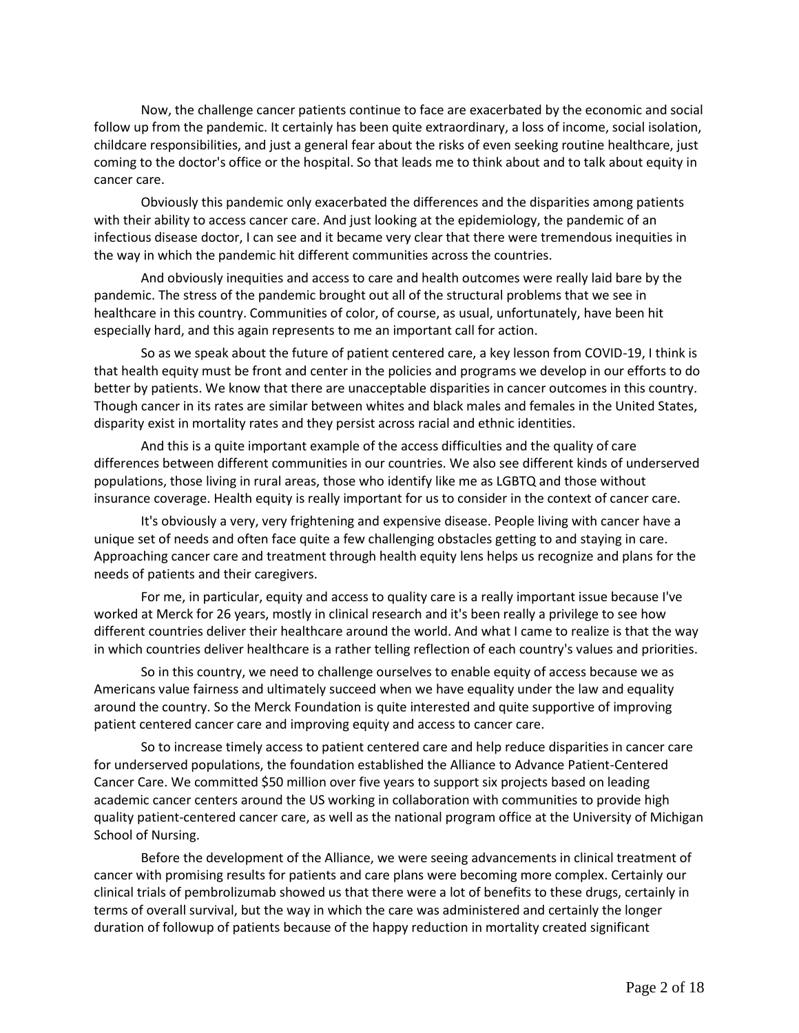Now, the challenge cancer patients continue to face are exacerbated by the economic and social follow up from the pandemic. It certainly has been quite extraordinary, a loss of income, social isolation, childcare responsibilities, and just a general fear about the risks of even seeking routine healthcare, just coming to the doctor's office or the hospital. So that leads me to think about and to talk about equity in cancer care.

Obviously this pandemic only exacerbated the differences and the disparities among patients with their ability to access cancer care. And just looking at the epidemiology, the pandemic of an infectious disease doctor, I can see and it became very clear that there were tremendous inequities in the way in which the pandemic hit different communities across the countries.

And obviously inequities and access to care and health outcomes were really laid bare by the pandemic. The stress of the pandemic brought out all of the structural problems that we see in healthcare in this country. Communities of color, of course, as usual, unfortunately, have been hit especially hard, and this again represents to me an important call for action.

So as we speak about the future of patient centered care, a key lesson from COVID-19, I think is that health equity must be front and center in the policies and programs we develop in our efforts to do better by patients. We know that there are unacceptable disparities in cancer outcomes in this country. Though cancer in its rates are similar between whites and black males and females in the United States, disparity exist in mortality rates and they persist across racial and ethnic identities.

And this is a quite important example of the access difficulties and the quality of care differences between different communities in our countries. We also see different kinds of underserved populations, those living in rural areas, those who identify like me as LGBTQ and those without insurance coverage. Health equity is really important for us to consider in the context of cancer care.

It's obviously a very, very frightening and expensive disease. People living with cancer have a unique set of needs and often face quite a few challenging obstacles getting to and staying in care. Approaching cancer care and treatment through health equity lens helps us recognize and plans for the needs of patients and their caregivers.

For me, in particular, equity and access to quality care is a really important issue because I've worked at Merck for 26 years, mostly in clinical research and it's been really a privilege to see how different countries deliver their healthcare around the world. And what I came to realize is that the way in which countries deliver healthcare is a rather telling reflection of each country's values and priorities.

So in this country, we need to challenge ourselves to enable equity of access because we as Americans value fairness and ultimately succeed when we have equality under the law and equality around the country. So the Merck Foundation is quite interested and quite supportive of improving patient centered cancer care and improving equity and access to cancer care.

So to increase timely access to patient centered care and help reduce disparities in cancer care for underserved populations, the foundation established the Alliance to Advance Patient-Centered Cancer Care. We committed $50 million over five years to support six projects based on leading academic cancer centers around the US working in collaboration with communities to provide high quality patient-centered cancer care, as well as the national program office at the University of Michigan School of Nursing.

Before the development of the Alliance, we were seeing advancements in clinical treatment of cancer with promising results for patients and care plans were becoming more complex. Certainly our clinical trials of pembrolizumab showed us that there were a lot of benefits to these drugs, certainly in terms of overall survival, but the way in which the care was administered and certainly the longer duration of followup of patients because of the happy reduction in mortality created significant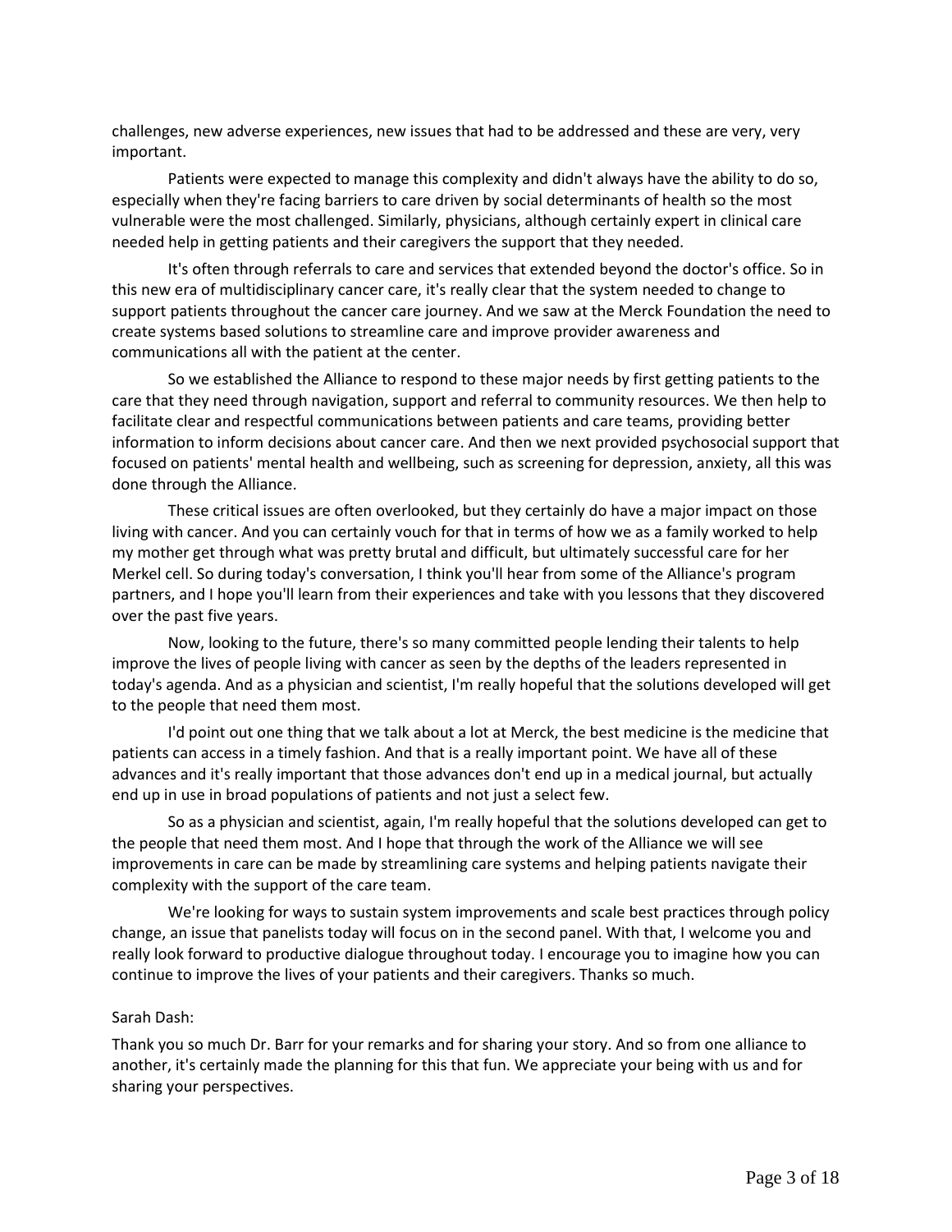challenges, new adverse experiences, new issues that had to be addressed and these are very, very important.

Patients were expected to manage this complexity and didn't always have the ability to do so, especially when they're facing barriers to care driven by social determinants of health so the most vulnerable were the most challenged. Similarly, physicians, although certainly expert in clinical care needed help in getting patients and their caregivers the support that they needed.

It's often through referrals to care and services that extended beyond the doctor's office. So in this new era of multidisciplinary cancer care, it's really clear that the system needed to change to support patients throughout the cancer care journey. And we saw at the Merck Foundation the need to create systems based solutions to streamline care and improve provider awareness and communications all with the patient at the center.

So we established the Alliance to respond to these major needs by first getting patients to the care that they need through navigation, support and referral to community resources. We then help to facilitate clear and respectful communications between patients and care teams, providing better information to inform decisions about cancer care. And then we next provided psychosocial support that focused on patients' mental health and wellbeing, such as screening for depression, anxiety, all this was done through the Alliance.

These critical issues are often overlooked, but they certainly do have a major impact on those living with cancer. And you can certainly vouch for that in terms of how we as a family worked to help my mother get through what was pretty brutal and difficult, but ultimately successful care for her Merkel cell. So during today's conversation, I think you'll hear from some of the Alliance's program partners, and I hope you'll learn from their experiences and take with you lessons that they discovered over the past five years.

Now, looking to the future, there's so many committed people lending their talents to help improve the lives of people living with cancer as seen by the depths of the leaders represented in today's agenda. And as a physician and scientist, I'm really hopeful that the solutions developed will get to the people that need them most.

I'd point out one thing that we talk about a lot at Merck, the best medicine is the medicine that patients can access in a timely fashion. And that is a really important point. We have all of these advances and it's really important that those advances don't end up in a medical journal, but actually end up in use in broad populations of patients and not just a select few.

So as a physician and scientist, again, I'm really hopeful that the solutions developed can get to the people that need them most. And I hope that through the work of the Alliance we will see improvements in care can be made by streamlining care systems and helping patients navigate their complexity with the support of the care team.

We're looking for ways to sustain system improvements and scale best practices through policy change, an issue that panelists today will focus on in the second panel. With that, I welcome you and really look forward to productive dialogue throughout today. I encourage you to imagine how you can continue to improve the lives of your patients and their caregivers. Thanks so much.

Sarah Dash:

Thank you so much Dr. Barr for your remarks and for sharing your story. And so from one alliance to another, it's certainly made the planning for this that fun. We appreciate your being with us and for sharing your perspectives.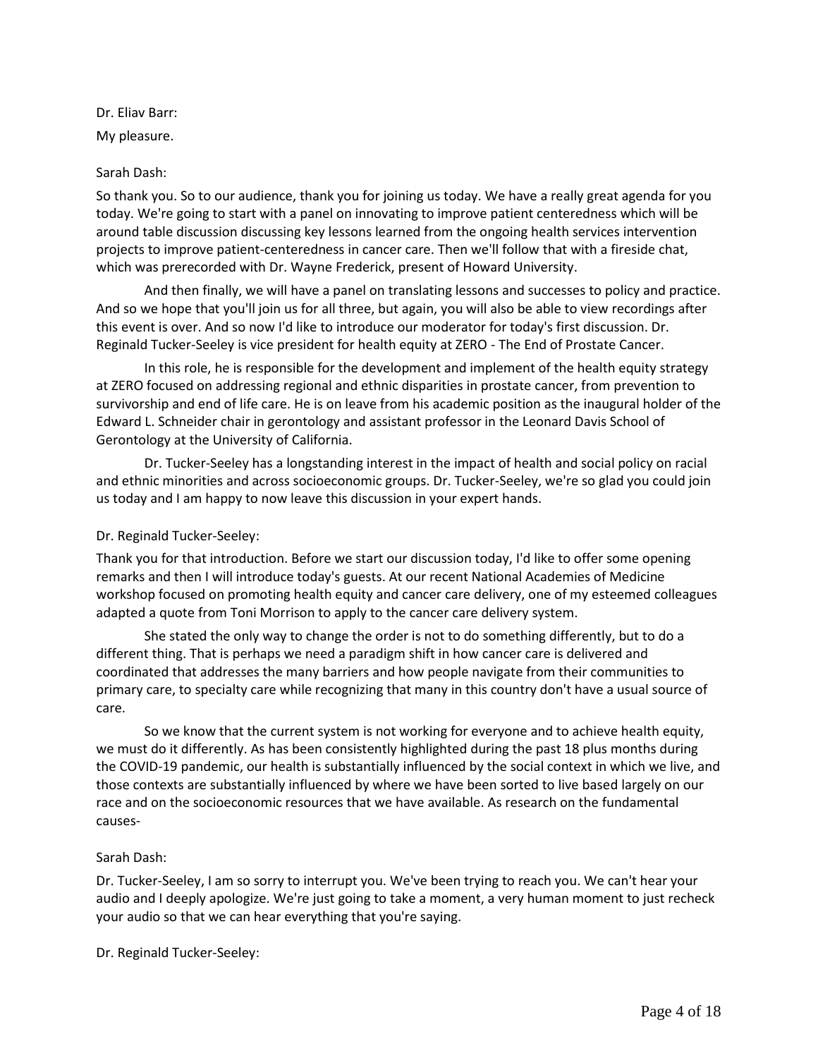Dr. Eliav Barr:

My pleasure.

Sarah Dash:

So thank you. So to our audience, thank you for joining us today. We have a really great agenda for you today. We're going to start with a panel on innovating to improve patient centeredness which will be around table discussion discussing key lessons learned from the ongoing health services intervention projects to improve patient-centeredness in cancer care. Then we'll follow that with a fireside chat, which was prerecorded with Dr. Wayne Frederick, present of Howard University.

And then finally, we will have a panel on translating lessons and successes to policy and practice. And so we hope that you'll join us for all three, but again, you will also be able to view recordings after this event is over. And so now I'd like to introduce our moderator for today's first discussion. Dr. Reginald Tucker-Seeley is vice president for health equity at ZERO - The End of Prostate Cancer.

In this role, he is responsible for the development and implement of the health equity strategy at ZERO focused on addressing regional and ethnic disparities in prostate cancer, from prevention to survivorship and end of life care. He is on leave from his academic position as the inaugural holder of the Edward L. Schneider chair in gerontology and assistant professor in the Leonard Davis School of Gerontology at the University of California.

Dr. Tucker-Seeley has a longstanding interest in the impact of health and social policy on racial and ethnic minorities and across socioeconomic groups. Dr. Tucker-Seeley, we're so glad you could join us today and I am happy to now leave this discussion in your expert hands.

Dr. Reginald Tucker-Seeley:

Thank you for that introduction. Before we start our discussion today, I'd like to offer some opening remarks and then I will introduce today's guests. At our recent National Academies of Medicine workshop focused on promoting health equity and cancer care delivery, one of my esteemed colleagues adapted a quote from Toni Morrison to apply to the cancer care delivery system.

She stated the only way to change the order is not to do something differently, but to do a different thing. That is perhaps we need a paradigm shift in how cancer care is delivered and coordinated that addresses the many barriers and how people navigate from their communities to primary care, to specialty care while recognizing that many in this country don't have a usual source of care.

So we know that the current system is not working for everyone and to achieve health equity, we must do it differently. As has been consistently highlighted during the past 18 plus months during the COVID-19 pandemic, our health is substantially influenced by the social context in which we live, and those contexts are substantially influenced by where we have been sorted to live based largely on our race and on the socioeconomic resources that we have available. As research on the fundamental causes-

Sarah Dash:

Dr. Tucker-Seeley, I am so sorry to interrupt you. We've been trying to reach you. We can't hear your audio and I deeply apologize. We're just going to take a moment, a very human moment to just recheck your audio so that we can hear everything that you're saying.

Dr. Reginald Tucker-Seeley: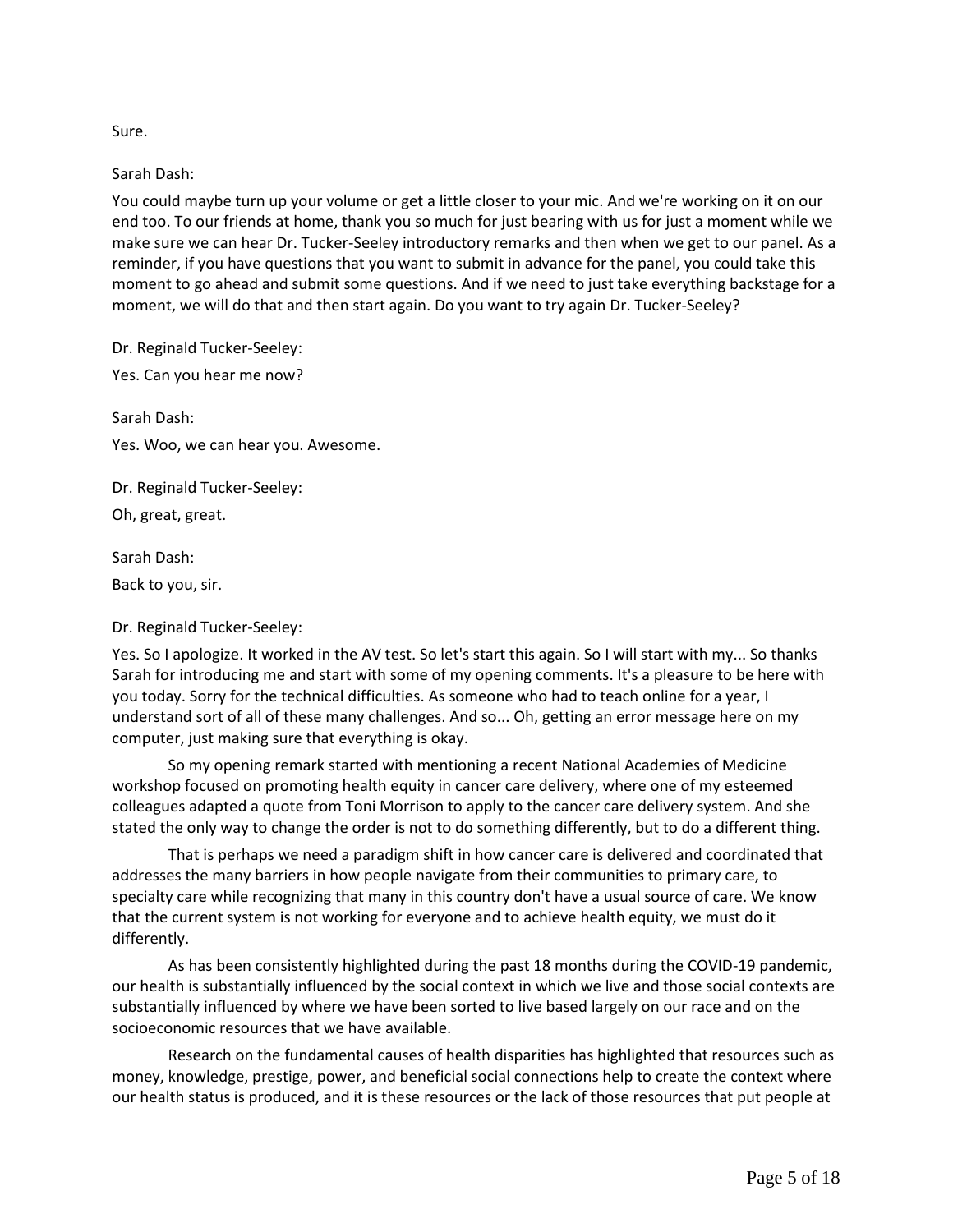Sure.

Sarah Dash:

You could maybe turn up your volume or get a little closer to your mic. And we're working on it on our end too. To our friends at home, thank you so much for just bearing with us for just a moment while we make sure we can hear Dr. Tucker-Seeley introductory remarks and then when we get to our panel. As a reminder, if you have questions that you want to submit in advance for the panel, you could take this moment to go ahead and submit some questions. And if we need to just take everything backstage for a moment, we will do that and then start again. Do you want to try again Dr. Tucker-Seeley?

Dr. Reginald Tucker-Seeley:

Yes. Can you hear me now?

Sarah Dash:

Yes. Woo, we can hear you. Awesome.

Dr. Reginald Tucker-Seeley:

Oh, great, great.

Sarah Dash:

Back to you, sir.

Dr. Reginald Tucker-Seeley:

Yes. So I apologize. It worked in the AV test. So let's start this again. So I will start with my... So thanks Sarah for introducing me and start with some of my opening comments. It's a pleasure to be here with you today. Sorry for the technical difficulties. As someone who had to teach online for a year, I understand sort of all of these many challenges. And so... Oh, getting an error message here on my computer, just making sure that everything is okay.

So my opening remark started with mentioning a recent National Academies of Medicine workshop focused on promoting health equity in cancer care delivery, where one of my esteemed colleagues adapted a quote from Toni Morrison to apply to the cancer care delivery system. And she stated the only way to change the order is not to do something differently, but to do a different thing.

That is perhaps we need a paradigm shift in how cancer care is delivered and coordinated that addresses the many barriers in how people navigate from their communities to primary care, to specialty care while recognizing that many in this country don't have a usual source of care. We know that the current system is not working for everyone and to achieve health equity, we must do it differently.

As has been consistently highlighted during the past 18 months during the COVID-19 pandemic, our health is substantially influenced by the social context in which we live and those social contexts are substantially influenced by where we have been sorted to live based largely on our race and on the socioeconomic resources that we have available.

Research on the fundamental causes of health disparities has highlighted that resources such as money, knowledge, prestige, power, and beneficial social connections help to create the context where our health status is produced, and it is these resources or the lack of those resources that put people at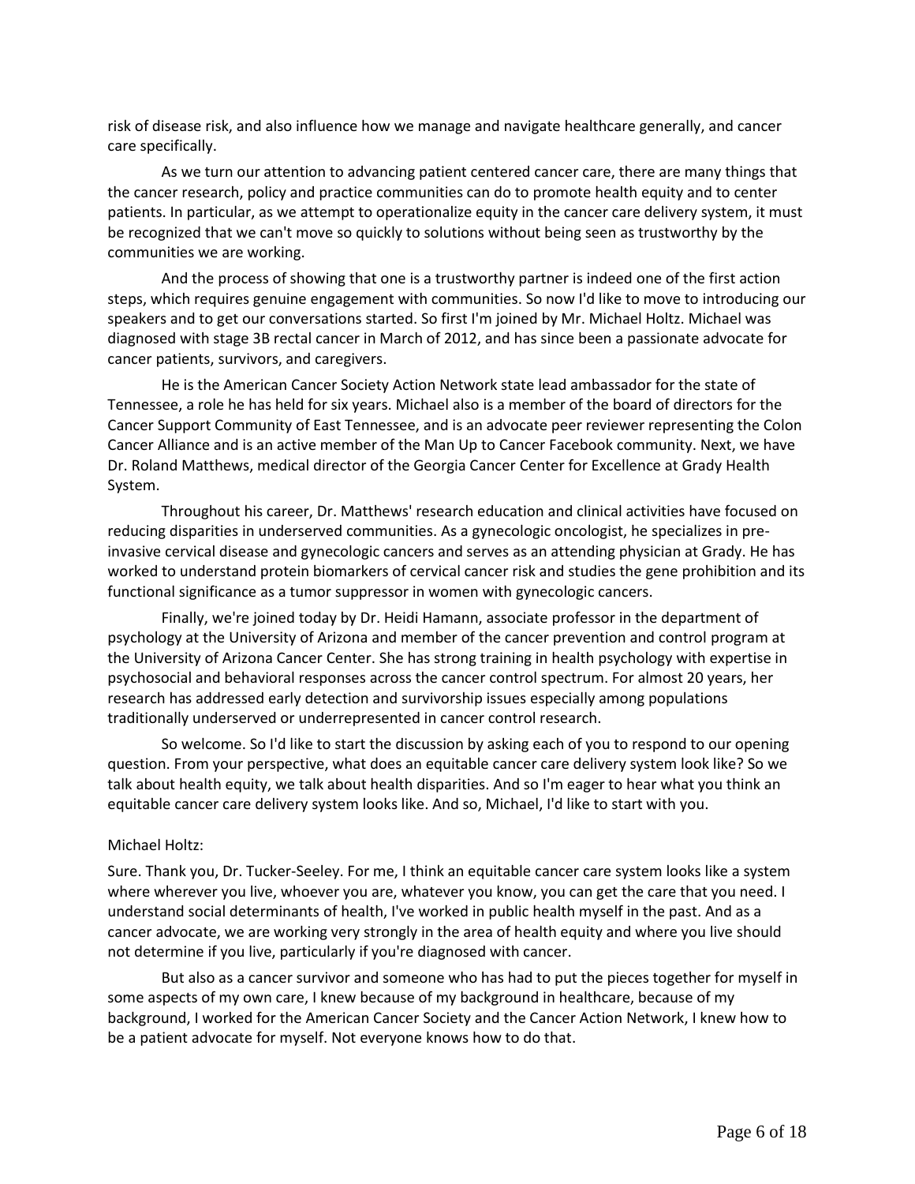risk of disease risk, and also influence how we manage and navigate healthcare generally, and cancer care specifically.

As we turn our attention to advancing patient centered cancer care, there are many things that the cancer research, policy and practice communities can do to promote health equity and to center patients. In particular, as we attempt to operationalize equity in the cancer care delivery system, it must be recognized that we can't move so quickly to solutions without being seen as trustworthy by the communities we are working.

And the process of showing that one is a trustworthy partner is indeed one of the first action steps, which requires genuine engagement with communities. So now I'd like to move to introducing our speakers and to get our conversations started. So first I'm joined by Mr. Michael Holtz. Michael was diagnosed with stage 3B rectal cancer in March of 2012, and has since been a passionate advocate for cancer patients, survivors, and caregivers.

He is the American Cancer Society Action Network state lead ambassador for the state of Tennessee, a role he has held for six years. Michael also is a member of the board of directors for the Cancer Support Community of East Tennessee, and is an advocate peer reviewer representing the Colon Cancer Alliance and is an active member of the Man Up to Cancer Facebook community. Next, we have Dr. Roland Matthews, medical director of the Georgia Cancer Center for Excellence at Grady Health System.

Throughout his career, Dr. Matthews' research education and clinical activities have focused on reducing disparities in underserved communities. As a gynecologic oncologist, he specializes in pre-invasive cervical disease and gynecologic cancers and serves as an attending physician at Grady. He has worked to understand protein biomarkers of cervical cancer risk and studies the gene prohibition and its functional significance as a tumor suppressor in women with gynecologic cancers.

Finally, we're joined today by Dr. Heidi Hamann, associate professor in the department of psychology at the University of Arizona and member of the cancer prevention and control program at the University of Arizona Cancer Center. She has strong training in health psychology with expertise in psychosocial and behavioral responses across the cancer control spectrum. For almost 20 years, her research has addressed early detection and survivorship issues especially among populations traditionally underserved or underrepresented in cancer control research.

So welcome. So I'd like to start the discussion by asking each of you to respond to our opening question. From your perspective, what does an equitable cancer care delivery system look like? So we talk about health equity, we talk about health disparities. And so I'm eager to hear what you think an equitable cancer care delivery system looks like. And so, Michael, I'd like to start with you.

Michael Holtz:

Sure. Thank you, Dr. Tucker-Seeley. For me, I think an equitable cancer care system looks like a system where wherever you live, whoever you are, whatever you know, you can get the care that you need. I understand social determinants of health, I've worked in public health myself in the past. And as a cancer advocate, we are working very strongly in the area of health equity and where you live should not determine if you live, particularly if you're diagnosed with cancer.

But also as a cancer survivor and someone who has had to put the pieces together for myself in some aspects of my own care, I knew because of my background in healthcare, because of my background, I worked for the American Cancer Society and the Cancer Action Network, I knew how to be a patient advocate for myself. Not everyone knows how to do that.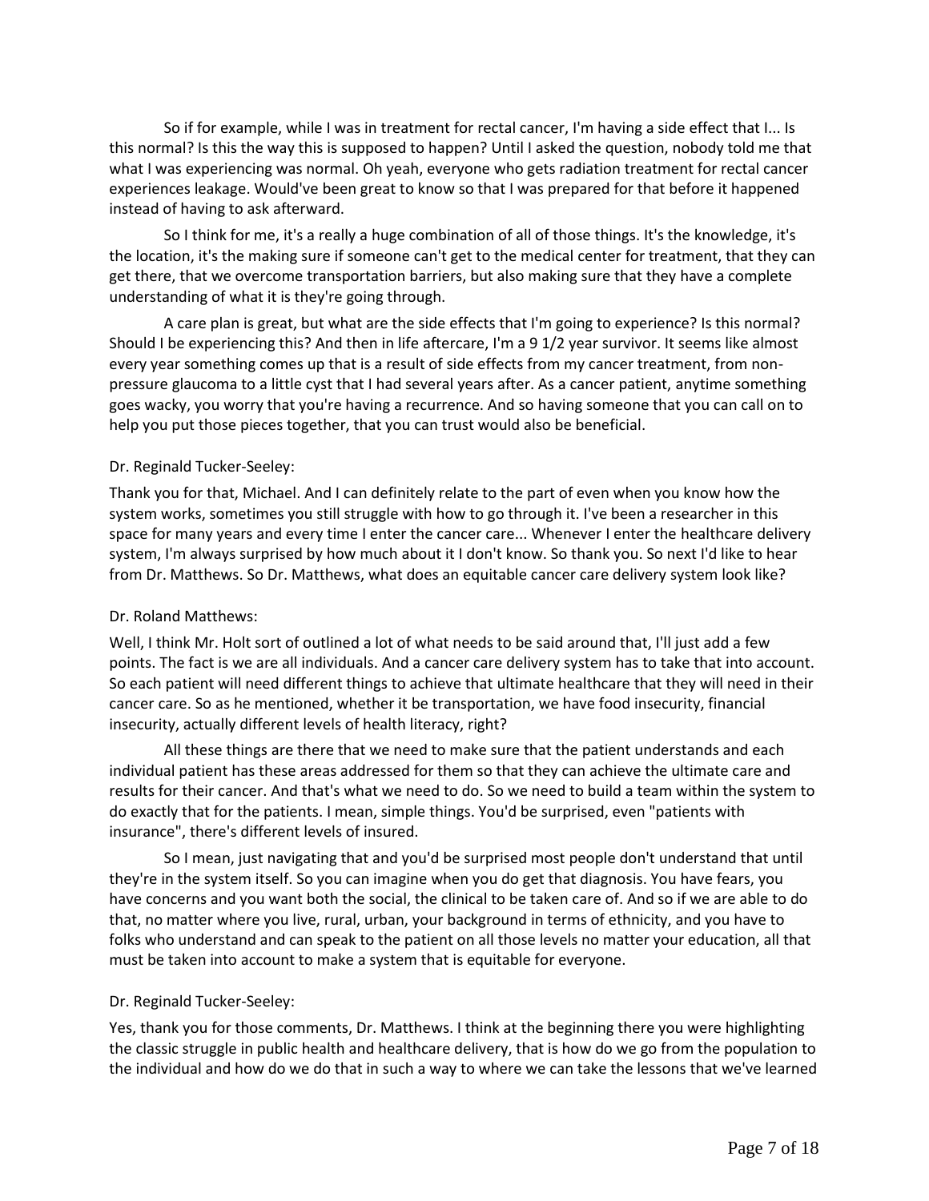So if for example, while I was in treatment for rectal cancer, I'm having a side effect that I... Is this normal? Is this the way this is supposed to happen? Until I asked the question, nobody told me that what I was experiencing was normal. Oh yeah, everyone who gets radiation treatment for rectal cancer experiences leakage. Would've been great to know so that I was prepared for that before it happened instead of having to ask afterward.

So I think for me, it's a really a huge combination of all of those things. It's the knowledge, it's the location, it's the making sure if someone can't get to the medical center for treatment, that they can get there, that we overcome transportation barriers, but also making sure that they have a complete understanding of what it is they're going through.

A care plan is great, but what are the side effects that I'm going to experience? Is this normal? Should I be experiencing this? And then in life aftercare, I'm a 9 1/2 year survivor. It seems like almost every year something comes up that is a result of side effects from my cancer treatment, from non-pressure glaucoma to a little cyst that I had several years after. As a cancer patient, anytime something goes wacky, you worry that you're having a recurrence. And so having someone that you can call on to help you put those pieces together, that you can trust would also be beneficial.

Dr. Reginald Tucker-Seeley:

Thank you for that, Michael. And I can definitely relate to the part of even when you know how the system works, sometimes you still struggle with how to go through it. I've been a researcher in this space for many years and every time I enter the cancer care... Whenever I enter the healthcare delivery system, I'm always surprised by how much about it I don't know. So thank you. So next I'd like to hear from Dr. Matthews. So Dr. Matthews, what does an equitable cancer care delivery system look like?

Dr. Roland Matthews:

Well, I think Mr. Holt sort of outlined a lot of what needs to be said around that, I'll just add a few points. The fact is we are all individuals. And a cancer care delivery system has to take that into account. So each patient will need different things to achieve that ultimate healthcare that they will need in their cancer care. So as he mentioned, whether it be transportation, we have food insecurity, financial insecurity, actually different levels of health literacy, right?

All these things are there that we need to make sure that the patient understands and each individual patient has these areas addressed for them so that they can achieve the ultimate care and results for their cancer. And that's what we need to do. So we need to build a team within the system to do exactly that for the patients. I mean, simple things. You'd be surprised, even "patients with insurance", there's different levels of insured.

So I mean, just navigating that and you'd be surprised most people don't understand that until they're in the system itself. So you can imagine when you do get that diagnosis. You have fears, you have concerns and you want both the social, the clinical to be taken care of. And so if we are able to do that, no matter where you live, rural, urban, your background in terms of ethnicity, and you have to folks who understand and can speak to the patient on all those levels no matter your education, all that must be taken into account to make a system that is equitable for everyone.

Dr. Reginald Tucker-Seeley:

Yes, thank you for those comments, Dr. Matthews. I think at the beginning there you were highlighting the classic struggle in public health and healthcare delivery, that is how do we go from the population to the individual and how do we do that in such a way to where we can take the lessons that we've learned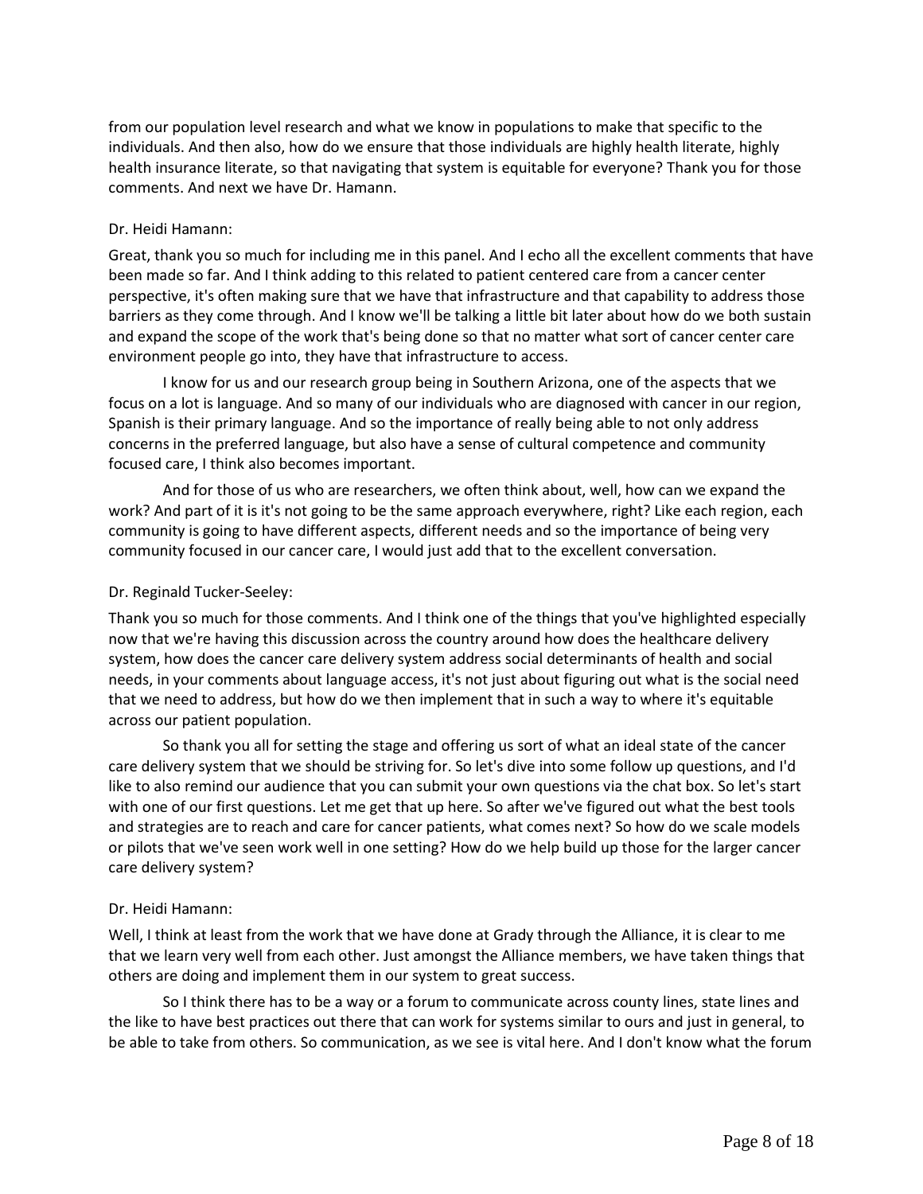from our population level research and what we know in populations to make that specific to the individuals. And then also, how do we ensure that those individuals are highly health literate, highly health insurance literate, so that navigating that system is equitable for everyone? Thank you for those comments. And next we have Dr. Hamann.

Dr. Heidi Hamann:

Great, thank you so much for including me in this panel. And I echo all the excellent comments that have been made so far. And I think adding to this related to patient centered care from a cancer center perspective, it's often making sure that we have that infrastructure and that capability to address those barriers as they come through. And I know we'll be talking a little bit later about how do we both sustain and expand the scope of the work that's being done so that no matter what sort of cancer center care environment people go into, they have that infrastructure to access.

I know for us and our research group being in Southern Arizona, one of the aspects that we focus on a lot is language. And so many of our individuals who are diagnosed with cancer in our region, Spanish is their primary language. And so the importance of really being able to not only address concerns in the preferred language, but also have a sense of cultural competence and community focused care, I think also becomes important.

And for those of us who are researchers, we often think about, well, how can we expand the work? And part of it is it's not going to be the same approach everywhere, right? Like each region, each community is going to have different aspects, different needs and so the importance of being very community focused in our cancer care, I would just add that to the excellent conversation.

Dr. Reginald Tucker-Seeley:

Thank you so much for those comments. And I think one of the things that you've highlighted especially now that we're having this discussion across the country around how does the healthcare delivery system, how does the cancer care delivery system address social determinants of health and social needs, in your comments about language access, it's not just about figuring out what is the social need that we need to address, but how do we then implement that in such a way to where it's equitable across our patient population.

So thank you all for setting the stage and offering us sort of what an ideal state of the cancer care delivery system that we should be striving for. So let's dive into some follow up questions, and I'd like to also remind our audience that you can submit your own questions via the chat box. So let's start with one of our first questions. Let me get that up here. So after we've figured out what the best tools and strategies are to reach and care for cancer patients, what comes next? So how do we scale models or pilots that we've seen work well in one setting? How do we help build up those for the larger cancer care delivery system?

Dr. Heidi Hamann:

Well, I think at least from the work that we have done at Grady through the Alliance, it is clear to me that we learn very well from each other. Just amongst the Alliance members, we have taken things that others are doing and implement them in our system to great success.

So I think there has to be a way or a forum to communicate across county lines, state lines and the like to have best practices out there that can work for systems similar to ours and just in general, to be able to take from others. So communication, as we see is vital here. And I don't know what the forum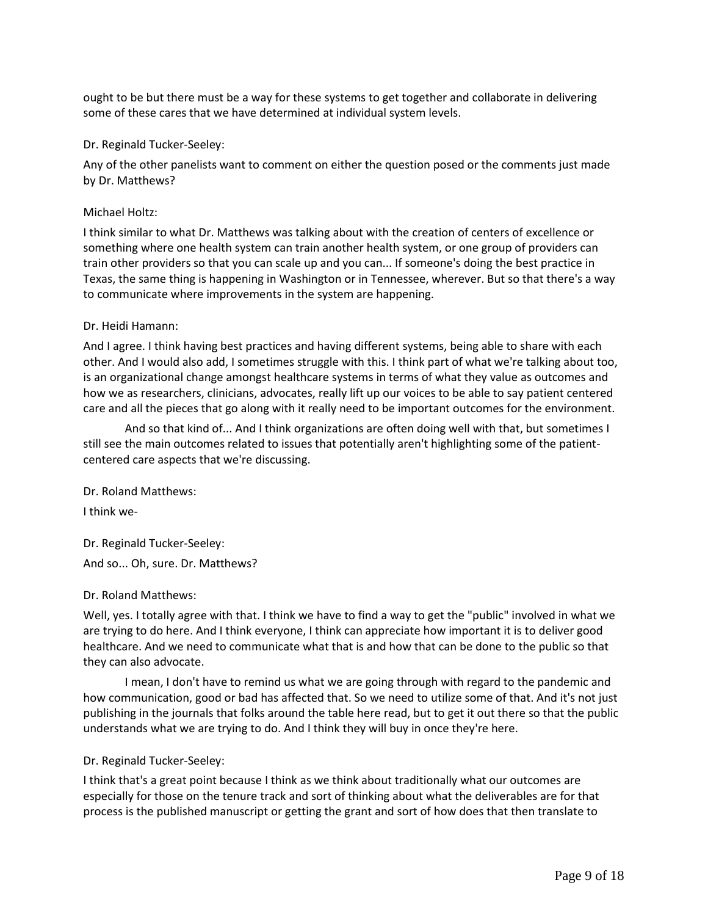ought to be but there must be a way for these systems to get together and collaborate in delivering some of these cares that we have determined at individual system levels.

Dr. Reginald Tucker-Seeley:

Any of the other panelists want to comment on either the question posed or the comments just made by Dr. Matthews?

Michael Holtz:

I think similar to what Dr. Matthews was talking about with the creation of centers of excellence or something where one health system can train another health system, or one group of providers can train other providers so that you can scale up and you can... If someone's doing the best practice in Texas, the same thing is happening in Washington or in Tennessee, wherever. But so that there's a way to communicate where improvements in the system are happening.

Dr. Heidi Hamann:

And I agree. I think having best practices and having different systems, being able to share with each other. And I would also add, I sometimes struggle with this. I think part of what we're talking about too, is an organizational change amongst healthcare systems in terms of what they value as outcomes and how we as researchers, clinicians, advocates, really lift up our voices to be able to say patient centered care and all the pieces that go along with it really need to be important outcomes for the environment.

And so that kind of... And I think organizations are often doing well with that, but sometimes I still see the main outcomes related to issues that potentially aren't highlighting some of the patient-centered care aspects that we're discussing.

Dr. Roland Matthews:

I think we-

Dr. Reginald Tucker-Seeley:

And so... Oh, sure. Dr. Matthews?

Dr. Roland Matthews:

Well, yes. I totally agree with that. I think we have to find a way to get the "public" involved in what we are trying to do here. And I think everyone, I think can appreciate how important it is to deliver good healthcare. And we need to communicate what that is and how that can be done to the public so that they can also advocate.

I mean, I don't have to remind us what we are going through with regard to the pandemic and how communication, good or bad has affected that. So we need to utilize some of that. And it's not just publishing in the journals that folks around the table here read, but to get it out there so that the public understands what we are trying to do. And I think they will buy in once they're here.

Dr. Reginald Tucker-Seeley:

I think that's a great point because I think as we think about traditionally what our outcomes are especially for those on the tenure track and sort of thinking about what the deliverables are for that process is the published manuscript or getting the grant and sort of how does that then translate to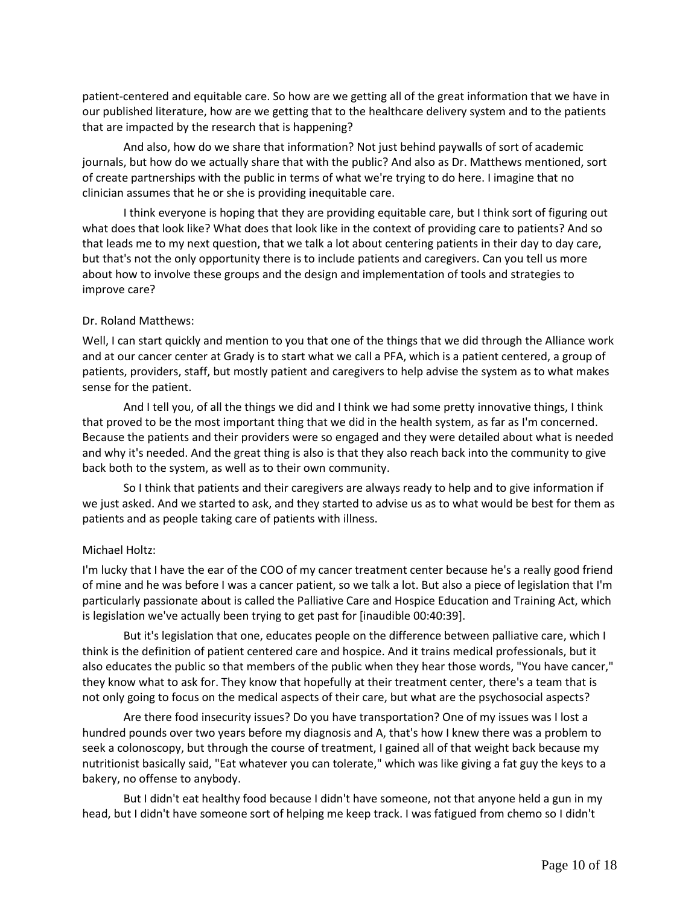patient-centered and equitable care. So how are we getting all of the great information that we have in our published literature, how are we getting that to the healthcare delivery system and to the patients that are impacted by the research that is happening?

And also, how do we share that information? Not just behind paywalls of sort of academic journals, but how do we actually share that with the public? And also as Dr. Matthews mentioned, sort of create partnerships with the public in terms of what we're trying to do here. I imagine that no clinician assumes that he or she is providing inequitable care.

I think everyone is hoping that they are providing equitable care, but I think sort of figuring out what does that look like? What does that look like in the context of providing care to patients? And so that leads me to my next question, that we talk a lot about centering patients in their day to day care, but that's not the only opportunity there is to include patients and caregivers. Can you tell us more about how to involve these groups and the design and implementation of tools and strategies to improve care?

Dr. Roland Matthews:

Well, I can start quickly and mention to you that one of the things that we did through the Alliance work and at our cancer center at Grady is to start what we call a PFA, which is a patient centered, a group of patients, providers, staff, but mostly patient and caregivers to help advise the system as to what makes sense for the patient.

And I tell you, of all the things we did and I think we had some pretty innovative things, I think that proved to be the most important thing that we did in the health system, as far as I'm concerned. Because the patients and their providers were so engaged and they were detailed about what is needed and why it's needed. And the great thing is also is that they also reach back into the community to give back both to the system, as well as to their own community.

So I think that patients and their caregivers are always ready to help and to give information if we just asked. And we started to ask, and they started to advise us as to what would be best for them as patients and as people taking care of patients with illness.

Michael Holtz:

I'm lucky that I have the ear of the COO of my cancer treatment center because he's a really good friend of mine and he was before I was a cancer patient, so we talk a lot. But also a piece of legislation that I'm particularly passionate about is called the Palliative Care and Hospice Education and Training Act, which is legislation we've actually been trying to get past for [inaudible 00:40:39].

But it's legislation that one, educates people on the difference between palliative care, which I think is the definition of patient centered care and hospice. And it trains medical professionals, but it also educates the public so that members of the public when they hear those words, "You have cancer," they know what to ask for. They know that hopefully at their treatment center, there's a team that is not only going to focus on the medical aspects of their care, but what are the psychosocial aspects?

Are there food insecurity issues? Do you have transportation? One of my issues was I lost a hundred pounds over two years before my diagnosis and A, that's how I knew there was a problem to seek a colonoscopy, but through the course of treatment, I gained all of that weight back because my nutritionist basically said, "Eat whatever you can tolerate," which was like giving a fat guy the keys to a bakery, no offense to anybody.

But I didn't eat healthy food because I didn't have someone, not that anyone held a gun in my head, but I didn't have someone sort of helping me keep track. I was fatigued from chemo so I didn't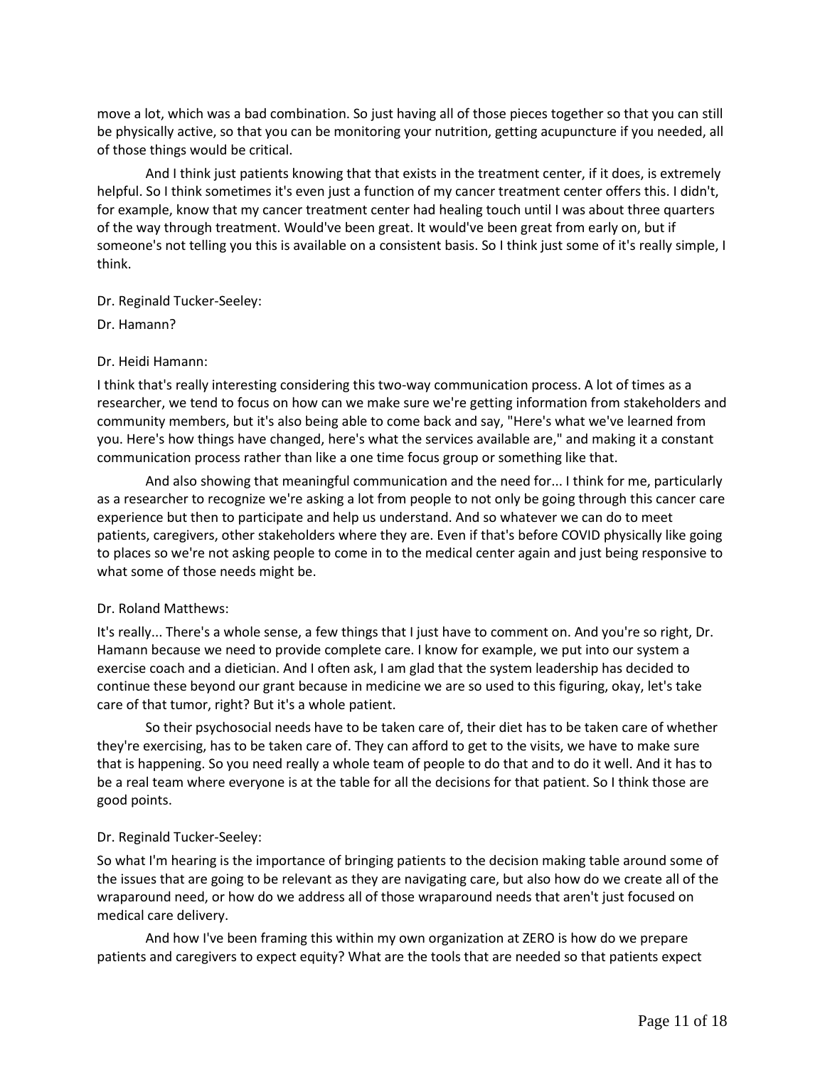move a lot, which was a bad combination. So just having all of those pieces together so that you can still be physically active, so that you can be monitoring your nutrition, getting acupuncture if you needed, all of those things would be critical.

And I think just patients knowing that that exists in the treatment center, if it does, is extremely helpful. So I think sometimes it's even just a function of my cancer treatment center offers this. I didn't, for example, know that my cancer treatment center had healing touch until I was about three quarters of the way through treatment. Would've been great. It would've been great from early on, but if someone's not telling you this is available on a consistent basis. So I think just some of it's really simple, I think.

Dr. Reginald Tucker-Seeley:

Dr. Hamann?

Dr. Heidi Hamann:

I think that's really interesting considering this two-way communication process. A lot of times as a researcher, we tend to focus on how can we make sure we're getting information from stakeholders and community members, but it's also being able to come back and say, "Here's what we've learned from you. Here's how things have changed, here's what the services available are," and making it a constant communication process rather than like a one time focus group or something like that.

And also showing that meaningful communication and the need for... I think for me, particularly as a researcher to recognize we're asking a lot from people to not only be going through this cancer care experience but then to participate and help us understand. And so whatever we can do to meet patients, caregivers, other stakeholders where they are. Even if that's before COVID physically like going to places so we're not asking people to come in to the medical center again and just being responsive to what some of those needs might be.

Dr. Roland Matthews:

It's really... There's a whole sense, a few things that I just have to comment on. And you're so right, Dr. Hamann because we need to provide complete care. I know for example, we put into our system a exercise coach and a dietician. And I often ask, I am glad that the system leadership has decided to continue these beyond our grant because in medicine we are so used to this figuring, okay, let's take care of that tumor, right? But it's a whole patient.

So their psychosocial needs have to be taken care of, their diet has to be taken care of whether they're exercising, has to be taken care of. They can afford to get to the visits, we have to make sure that is happening. So you need really a whole team of people to do that and to do it well. And it has to be a real team where everyone is at the table for all the decisions for that patient. So I think those are good points.

Dr. Reginald Tucker-Seeley:

So what I'm hearing is the importance of bringing patients to the decision making table around some of the issues that are going to be relevant as they are navigating care, but also how do we create all of the wraparound need, or how do we address all of those wraparound needs that aren't just focused on medical care delivery.

And how I've been framing this within my own organization at ZERO is how do we prepare patients and caregivers to expect equity? What are the tools that are needed so that patients expect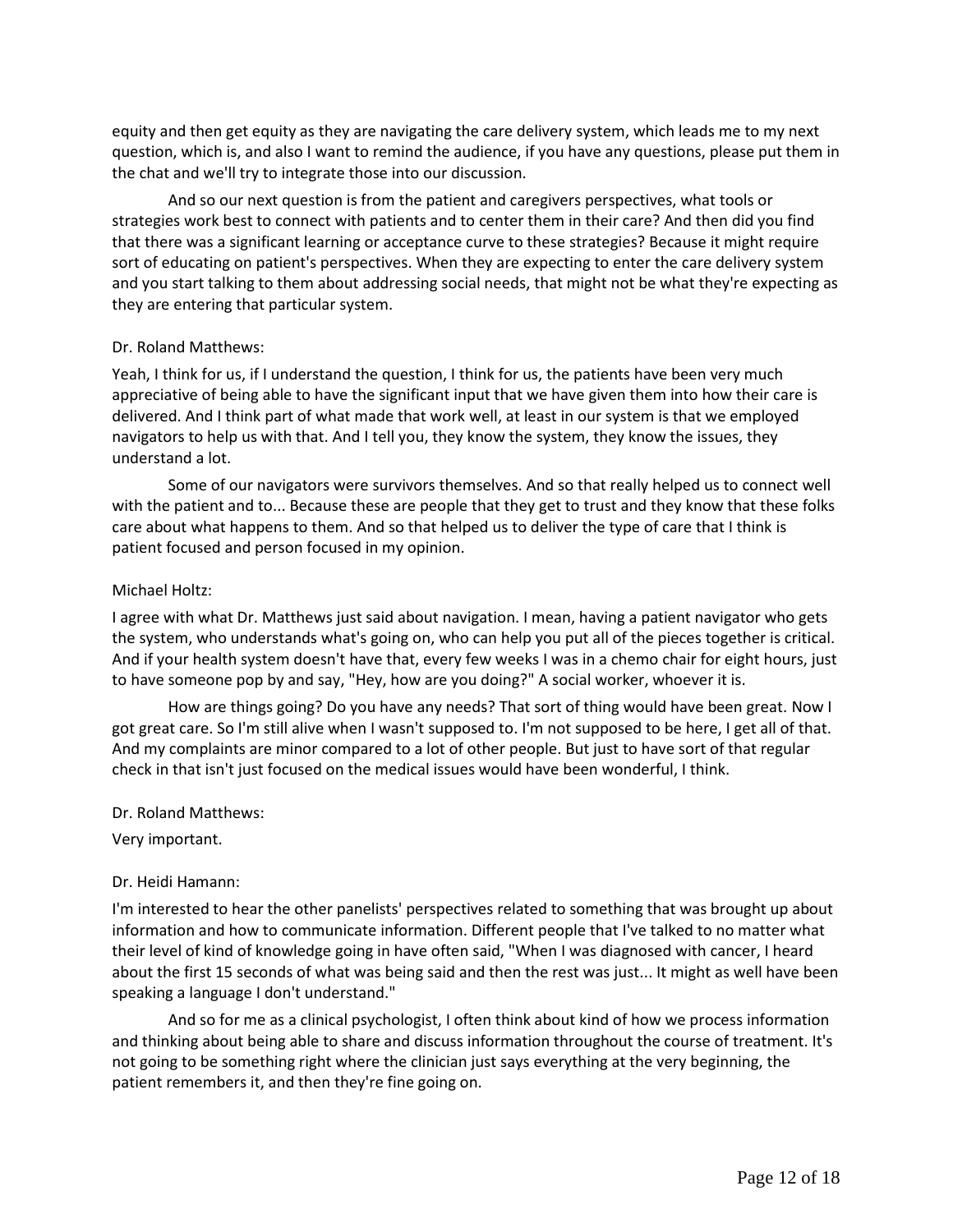equity and then get equity as they are navigating the care delivery system, which leads me to my next question, which is, and also I want to remind the audience, if you have any questions, please put them in the chat and we'll try to integrate those into our discussion.

And so our next question is from the patient and caregivers perspectives, what tools or strategies work best to connect with patients and to center them in their care? And then did you find that there was a significant learning or acceptance curve to these strategies? Because it might require sort of educating on patient's perspectives. When they are expecting to enter the care delivery system and you start talking to them about addressing social needs, that might not be what they're expecting as they are entering that particular system.

Dr. Roland Matthews:

Yeah, I think for us, if I understand the question, I think for us, the patients have been very much appreciative of being able to have the significant input that we have given them into how their care is delivered. And I think part of what made that work well, at least in our system is that we employed navigators to help us with that. And I tell you, they know the system, they know the issues, they understand a lot.

Some of our navigators were survivors themselves. And so that really helped us to connect well with the patient and to... Because these are people that they get to trust and they know that these folks care about what happens to them. And so that helped us to deliver the type of care that I think is patient focused and person focused in my opinion.

Michael Holtz:

I agree with what Dr. Matthews just said about navigation. I mean, having a patient navigator who gets the system, who understands what's going on, who can help you put all of the pieces together is critical. And if your health system doesn't have that, every few weeks I was in a chemo chair for eight hours, just to have someone pop by and say, "Hey, how are you doing?" A social worker, whoever it is.

How are things going? Do you have any needs? That sort of thing would have been great. Now I got great care. So I'm still alive when I wasn't supposed to. I'm not supposed to be here, I get all of that. And my complaints are minor compared to a lot of other people. But just to have sort of that regular check in that isn't just focused on the medical issues would have been wonderful, I think.

Dr. Roland Matthews:

Very important.

Dr. Heidi Hamann:

I'm interested to hear the other panelists' perspectives related to something that was brought up about information and how to communicate information. Different people that I've talked to no matter what their level of kind of knowledge going in have often said, "When I was diagnosed with cancer, I heard about the first 15 seconds of what was being said and then the rest was just... It might as well have been speaking a language I don't understand."

And so for me as a clinical psychologist, I often think about kind of how we process information and thinking about being able to share and discuss information throughout the course of treatment. It's not going to be something right where the clinician just says everything at the very beginning, the patient remembers it, and then they're fine going on.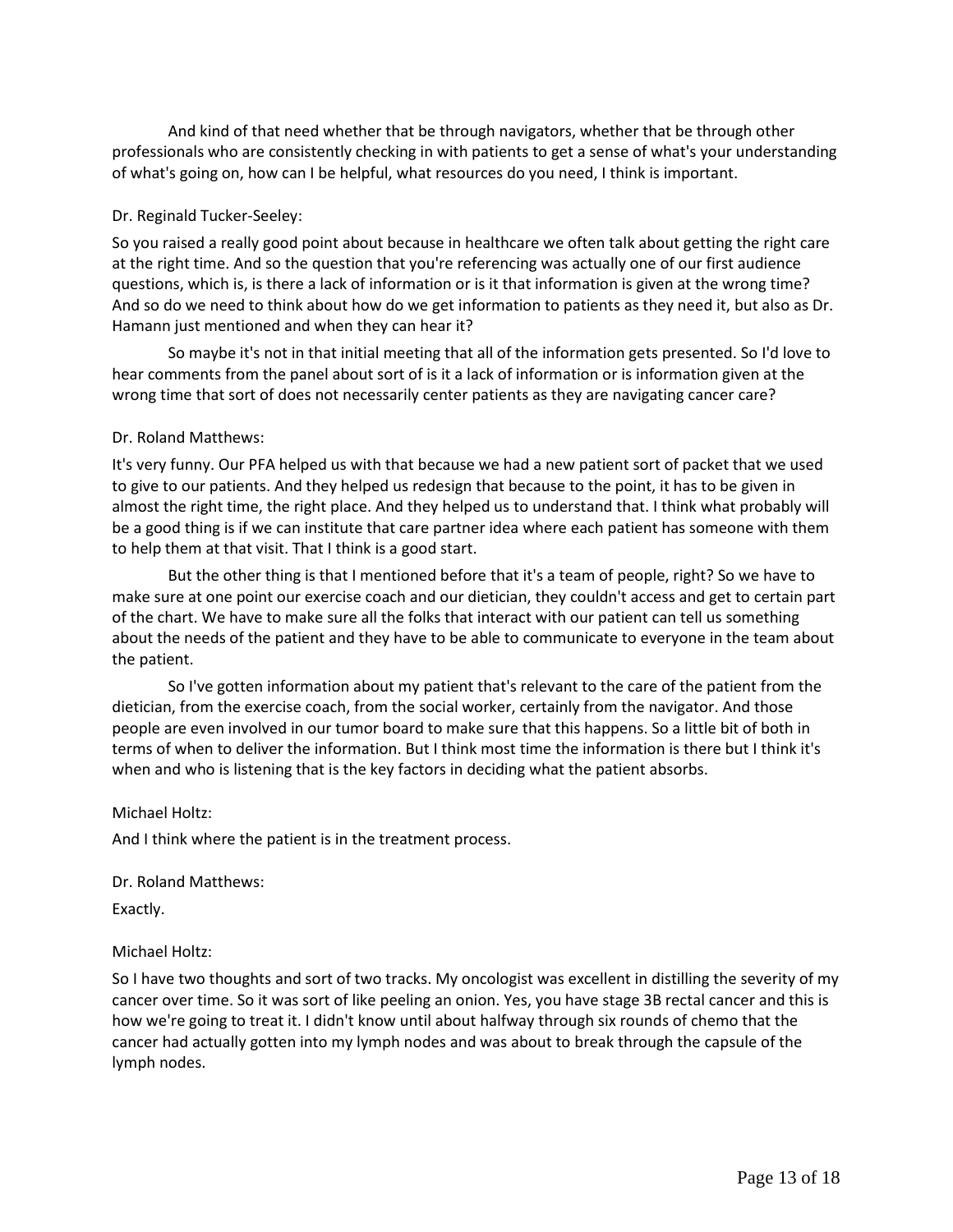And kind of that need whether that be through navigators, whether that be through other professionals who are consistently checking in with patients to get a sense of what's your understanding of what's going on, how can I be helpful, what resources do you need, I think is important.

Dr. Reginald Tucker-Seeley:

So you raised a really good point about because in healthcare we often talk about getting the right care at the right time. And so the question that you're referencing was actually one of our first audience questions, which is, is there a lack of information or is it that information is given at the wrong time? And so do we need to think about how do we get information to patients as they need it, but also as Dr. Hamann just mentioned and when they can hear it?

So maybe it's not in that initial meeting that all of the information gets presented. So I'd love to hear comments from the panel about sort of is it a lack of information or is information given at the wrong time that sort of does not necessarily center patients as they are navigating cancer care?

Dr. Roland Matthews:

It's very funny. Our PFA helped us with that because we had a new patient sort of packet that we used to give to our patients. And they helped us redesign that because to the point, it has to be given in almost the right time, the right place. And they helped us to understand that. I think what probably will be a good thing is if we can institute that care partner idea where each patient has someone with them to help them at that visit. That I think is a good start.

But the other thing is that I mentioned before that it's a team of people, right? So we have to make sure at one point our exercise coach and our dietician, they couldn't access and get to certain part of the chart. We have to make sure all the folks that interact with our patient can tell us something about the needs of the patient and they have to be able to communicate to everyone in the team about the patient.

So I've gotten information about my patient that's relevant to the care of the patient from the dietician, from the exercise coach, from the social worker, certainly from the navigator. And those people are even involved in our tumor board to make sure that this happens. So a little bit of both in terms of when to deliver the information. But I think most time the information is there but I think it's when and who is listening that is the key factors in deciding what the patient absorbs.

Michael Holtz:

And I think where the patient is in the treatment process.

Dr. Roland Matthews:

Exactly.

Michael Holtz:

So I have two thoughts and sort of two tracks. My oncologist was excellent in distilling the severity of my cancer over time. So it was sort of like peeling an onion. Yes, you have stage 3B rectal cancer and this is how we're going to treat it. I didn't know until about halfway through six rounds of chemo that the cancer had actually gotten into my lymph nodes and was about to break through the capsule of the lymph nodes.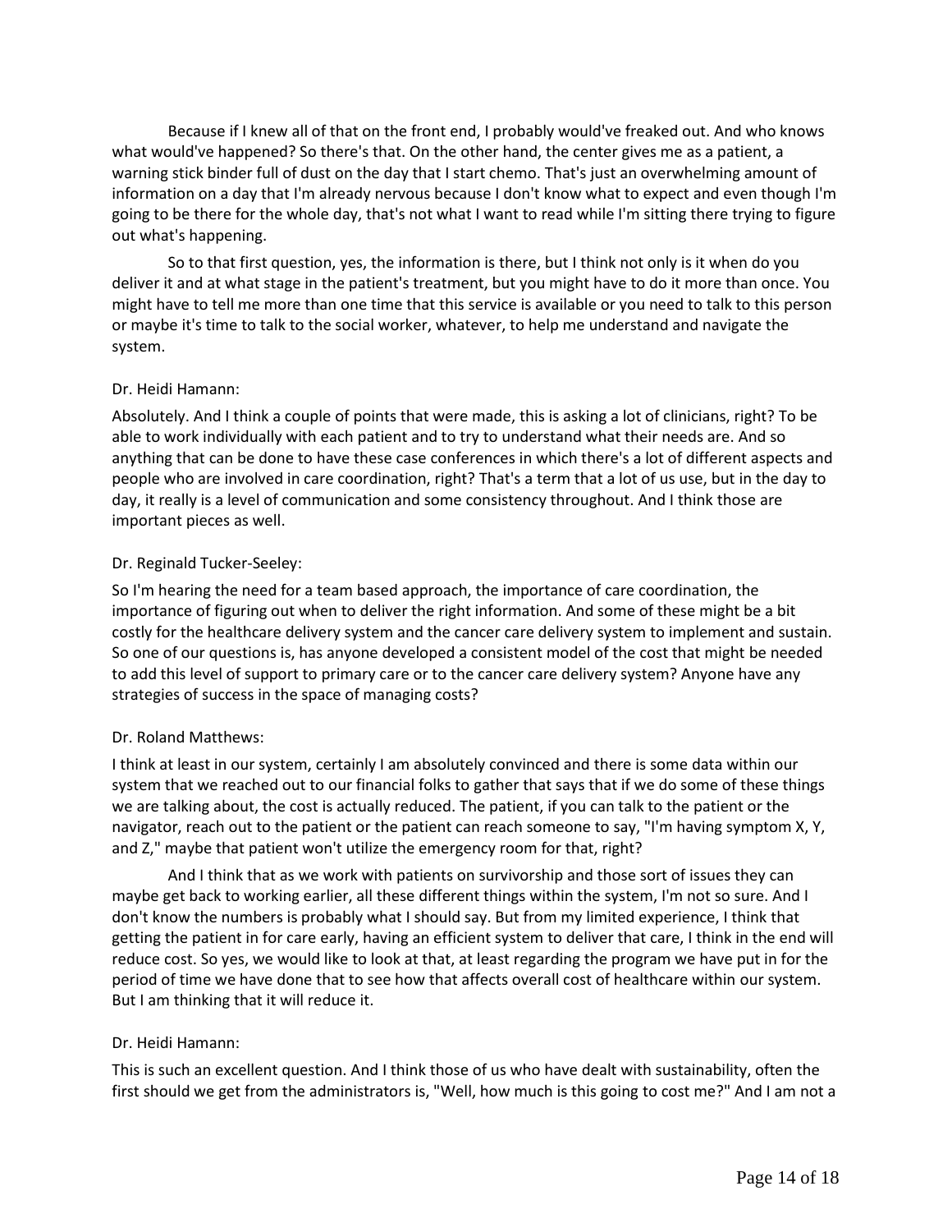Because if I knew all of that on the front end, I probably would've freaked out. And who knows what would've happened? So there's that. On the other hand, the center gives me as a patient, a warning stick binder full of dust on the day that I start chemo. That's just an overwhelming amount of information on a day that I'm already nervous because I don't know what to expect and even though I'm going to be there for the whole day, that's not what I want to read while I'm sitting there trying to figure out what's happening.

So to that first question, yes, the information is there, but I think not only is it when do you deliver it and at what stage in the patient's treatment, but you might have to do it more than once. You might have to tell me more than one time that this service is available or you need to talk to this person or maybe it's time to talk to the social worker, whatever, to help me understand and navigate the system.

Dr. Heidi Hamann:

Absolutely. And I think a couple of points that were made, this is asking a lot of clinicians, right? To be able to work individually with each patient and to try to understand what their needs are. And so anything that can be done to have these case conferences in which there's a lot of different aspects and people who are involved in care coordination, right? That's a term that a lot of us use, but in the day to day, it really is a level of communication and some consistency throughout. And I think those are important pieces as well.

Dr. Reginald Tucker-Seeley:

So I'm hearing the need for a team based approach, the importance of care coordination, the importance of figuring out when to deliver the right information. And some of these might be a bit costly for the healthcare delivery system and the cancer care delivery system to implement and sustain. So one of our questions is, has anyone developed a consistent model of the cost that might be needed to add this level of support to primary care or to the cancer care delivery system? Anyone have any strategies of success in the space of managing costs?

Dr. Roland Matthews:

I think at least in our system, certainly I am absolutely convinced and there is some data within our system that we reached out to our financial folks to gather that says that if we do some of these things we are talking about, the cost is actually reduced. The patient, if you can talk to the patient or the navigator, reach out to the patient or the patient can reach someone to say, "I'm having symptom X, Y, and Z," maybe that patient won't utilize the emergency room for that, right?

And I think that as we work with patients on survivorship and those sort of issues they can maybe get back to working earlier, all these different things within the system, I'm not so sure. And I don't know the numbers is probably what I should say. But from my limited experience, I think that getting the patient in for care early, having an efficient system to deliver that care, I think in the end will reduce cost. So yes, we would like to look at that, at least regarding the program we have put in for the period of time we have done that to see how that affects overall cost of healthcare within our system. But I am thinking that it will reduce it.

Dr. Heidi Hamann:

This is such an excellent question. And I think those of us who have dealt with sustainability, often the first should we get from the administrators is, "Well, how much is this going to cost me?" And I am not a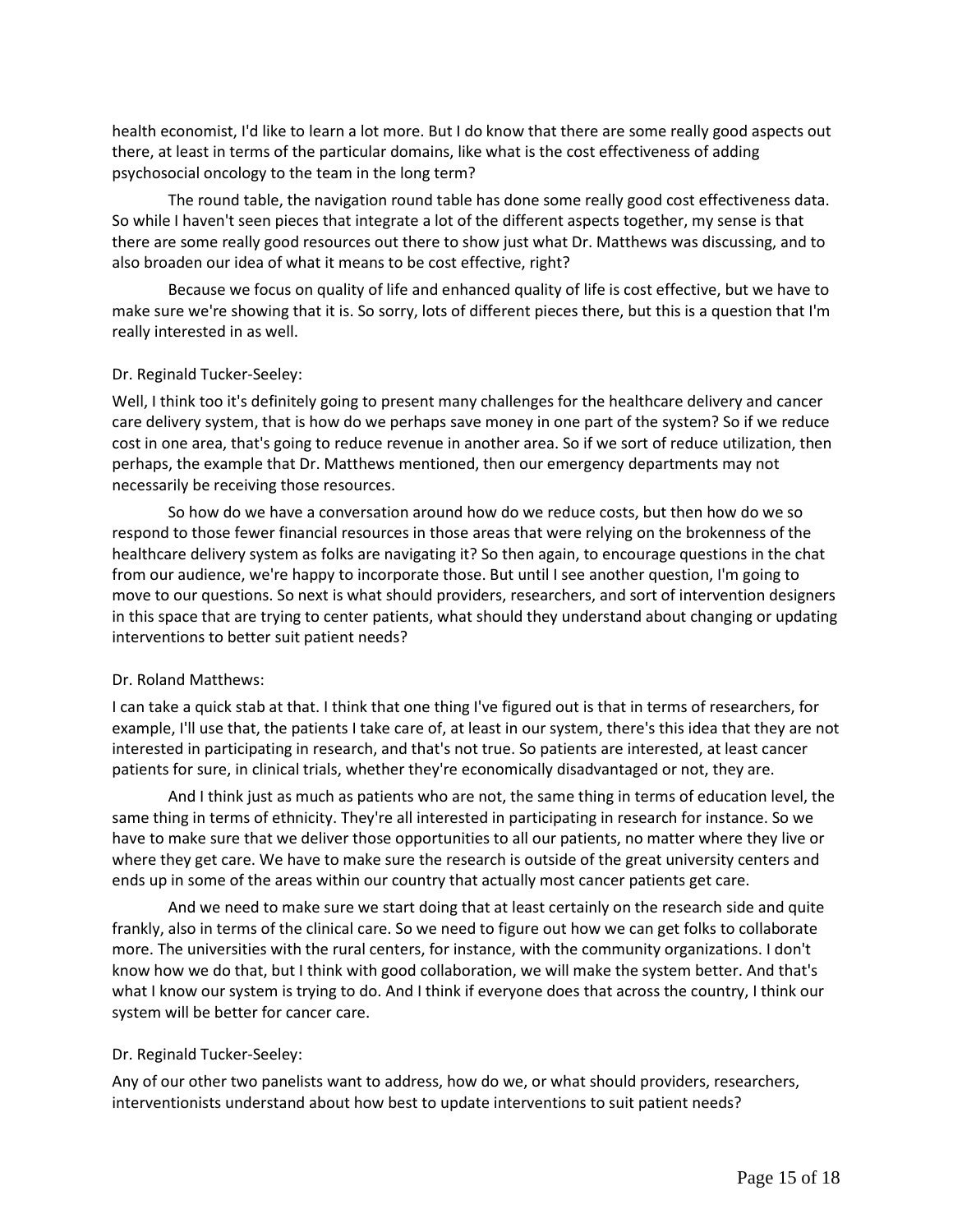health economist, I'd like to learn a lot more. But I do know that there are some really good aspects out there, at least in terms of the particular domains, like what is the cost effectiveness of adding psychosocial oncology to the team in the long term?

The round table, the navigation round table has done some really good cost effectiveness data. So while I haven't seen pieces that integrate a lot of the different aspects together, my sense is that there are some really good resources out there to show just what Dr. Matthews was discussing, and to also broaden our idea of what it means to be cost effective, right?

Because we focus on quality of life and enhanced quality of life is cost effective, but we have to make sure we're showing that it is. So sorry, lots of different pieces there, but this is a question that I'm really interested in as well.

Dr. Reginald Tucker-Seeley:

Well, I think too it's definitely going to present many challenges for the healthcare delivery and cancer care delivery system, that is how do we perhaps save money in one part of the system? So if we reduce cost in one area, that's going to reduce revenue in another area. So if we sort of reduce utilization, then perhaps, the example that Dr. Matthews mentioned, then our emergency departments may not necessarily be receiving those resources.

So how do we have a conversation around how do we reduce costs, but then how do we so respond to those fewer financial resources in those areas that were relying on the brokenness of the healthcare delivery system as folks are navigating it? So then again, to encourage questions in the chat from our audience, we're happy to incorporate those. But until I see another question, I'm going to move to our questions. So next is what should providers, researchers, and sort of intervention designers in this space that are trying to center patients, what should they understand about changing or updating interventions to better suit patient needs?

Dr. Roland Matthews:

I can take a quick stab at that. I think that one thing I've figured out is that in terms of researchers, for example, I'll use that, the patients I take care of, at least in our system, there's this idea that they are not interested in participating in research, and that's not true. So patients are interested, at least cancer patients for sure, in clinical trials, whether they're economically disadvantaged or not, they are.

And I think just as much as patients who are not, the same thing in terms of education level, the same thing in terms of ethnicity. They're all interested in participating in research for instance. So we have to make sure that we deliver those opportunities to all our patients, no matter where they live or where they get care. We have to make sure the research is outside of the great university centers and ends up in some of the areas within our country that actually most cancer patients get care.

And we need to make sure we start doing that at least certainly on the research side and quite frankly, also in terms of the clinical care. So we need to figure out how we can get folks to collaborate more. The universities with the rural centers, for instance, with the community organizations. I don't know how we do that, but I think with good collaboration, we will make the system better. And that's what I know our system is trying to do. And I think if everyone does that across the country, I think our system will be better for cancer care.

Dr. Reginald Tucker-Seeley:

Any of our other two panelists want to address, how do we, or what should providers, researchers, interventionists understand about how best to update interventions to suit patient needs?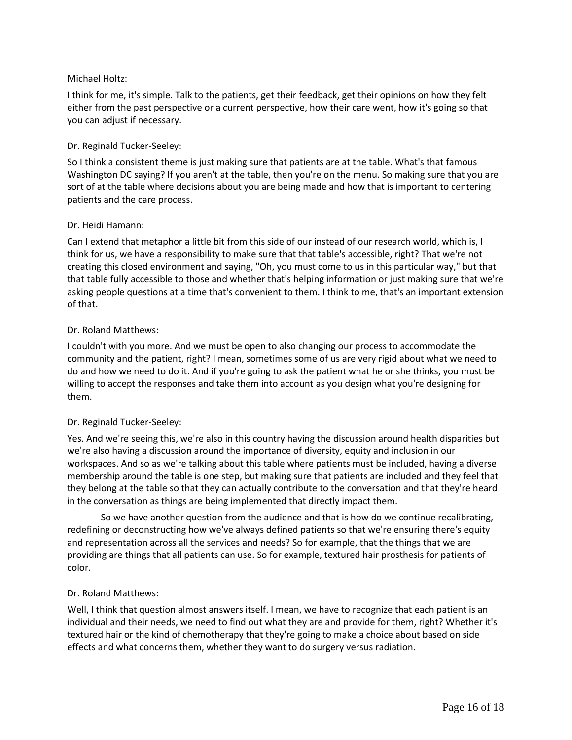Michael Holtz:

I think for me, it's simple. Talk to the patients, get their feedback, get their opinions on how they felt either from the past perspective or a current perspective, how their care went, how it's going so that you can adjust if necessary.

Dr. Reginald Tucker-Seeley:

So I think a consistent theme is just making sure that patients are at the table. What's that famous Washington DC saying? If you aren't at the table, then you're on the menu. So making sure that you are sort of at the table where decisions about you are being made and how that is important to centering patients and the care process.

Dr. Heidi Hamann:

Can I extend that metaphor a little bit from this side of our instead of our research world, which is, I think for us, we have a responsibility to make sure that that table's accessible, right? That we're not creating this closed environment and saying, "Oh, you must come to us in this particular way," but that that table fully accessible to those and whether that's helping information or just making sure that we're asking people questions at a time that's convenient to them. I think to me, that's an important extension of that.

Dr. Roland Matthews:

I couldn't with you more. And we must be open to also changing our process to accommodate the community and the patient, right? I mean, sometimes some of us are very rigid about what we need to do and how we need to do it. And if you're going to ask the patient what he or she thinks, you must be willing to accept the responses and take them into account as you design what you're designing for them.

Dr. Reginald Tucker-Seeley:

Yes. And we're seeing this, we're also in this country having the discussion around health disparities but we're also having a discussion around the importance of diversity, equity and inclusion in our workspaces. And so as we're talking about this table where patients must be included, having a diverse membership around the table is one step, but making sure that patients are included and they feel that they belong at the table so that they can actually contribute to the conversation and that they're heard in the conversation as things are being implemented that directly impact them.

So we have another question from the audience and that is how do we continue recalibrating, redefining or deconstructing how we've always defined patients so that we're ensuring there's equity and representation across all the services and needs? So for example, that the things that we are providing are things that all patients can use. So for example, textured hair prosthesis for patients of color.

Dr. Roland Matthews:

Well, I think that question almost answers itself. I mean, we have to recognize that each patient is an individual and their needs, we need to find out what they are and provide for them, right? Whether it's textured hair or the kind of chemotherapy that they're going to make a choice about based on side effects and what concerns them, whether they want to do surgery versus radiation.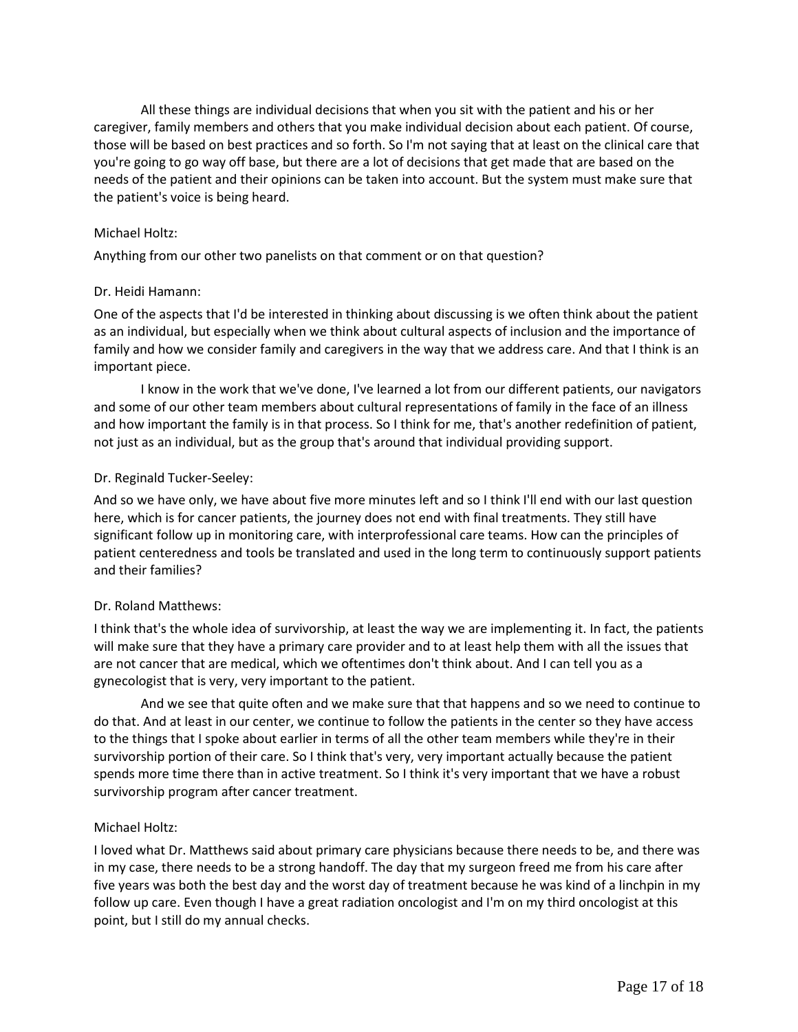All these things are individual decisions that when you sit with the patient and his or her caregiver, family members and others that you make individual decision about each patient. Of course, those will be based on best practices and so forth. So I'm not saying that at least on the clinical care that you're going to go way off base, but there are a lot of decisions that get made that are based on the needs of the patient and their opinions can be taken into account. But the system must make sure that the patient's voice is being heard.

Michael Holtz:

Anything from our other two panelists on that comment or on that question?

Dr. Heidi Hamann:

One of the aspects that I'd be interested in thinking about discussing is we often think about the patient as an individual, but especially when we think about cultural aspects of inclusion and the importance of family and how we consider family and caregivers in the way that we address care. And that I think is an important piece.

I know in the work that we've done, I've learned a lot from our different patients, our navigators and some of our other team members about cultural representations of family in the face of an illness and how important the family is in that process. So I think for me, that's another redefinition of patient, not just as an individual, but as the group that's around that individual providing support.

Dr. Reginald Tucker-Seeley:

And so we have only, we have about five more minutes left and so I think I'll end with our last question here, which is for cancer patients, the journey does not end with final treatments. They still have significant follow up in monitoring care, with interprofessional care teams. How can the principles of patient centeredness and tools be translated and used in the long term to continuously support patients and their families?

Dr. Roland Matthews:

I think that's the whole idea of survivorship, at least the way we are implementing it. In fact, the patients will make sure that they have a primary care provider and to at least help them with all the issues that are not cancer that are medical, which we oftentimes don't think about. And I can tell you as a gynecologist that is very, very important to the patient.

And we see that quite often and we make sure that that happens and so we need to continue to do that. And at least in our center, we continue to follow the patients in the center so they have access to the things that I spoke about earlier in terms of all the other team members while they're in their survivorship portion of their care. So I think that's very, very important actually because the patient spends more time there than in active treatment. So I think it's very important that we have a robust survivorship program after cancer treatment.

Michael Holtz:

I loved what Dr. Matthews said about primary care physicians because there needs to be, and there was in my case, there needs to be a strong handoff. The day that my surgeon freed me from his care after five years was both the best day and the worst day of treatment because he was kind of a linchpin in my follow up care. Even though I have a great radiation oncologist and I'm on my third oncologist at this point, but I still do my annual checks.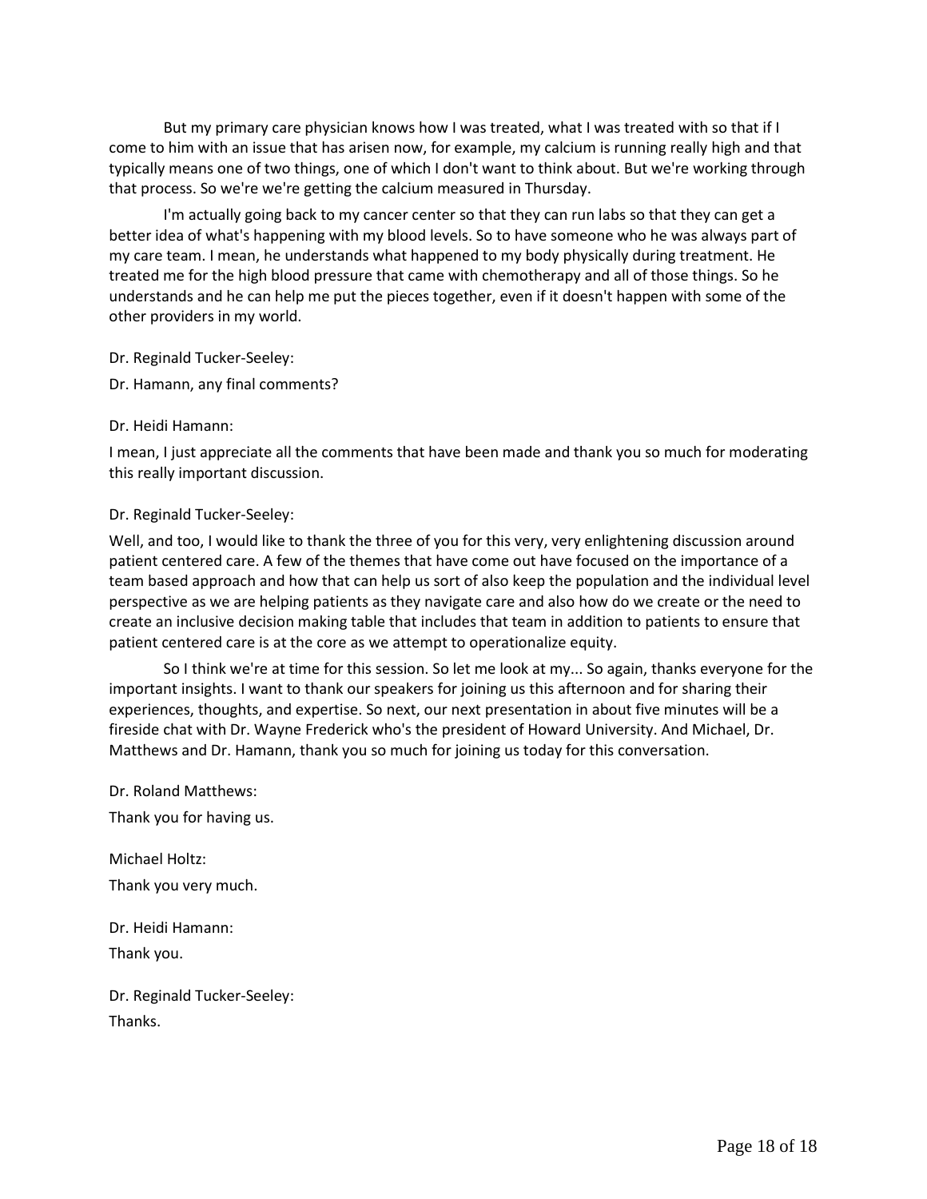But my primary care physician knows how I was treated, what I was treated with so that if I come to him with an issue that has arisen now, for example, my calcium is running really high and that typically means one of two things, one of which I don't want to think about. But we're working through that process. So we're we're getting the calcium measured in Thursday.

I'm actually going back to my cancer center so that they can run labs so that they can get a better idea of what's happening with my blood levels. So to have someone who he was always part of my care team. I mean, he understands what happened to my body physically during treatment. He treated me for the high blood pressure that came with chemotherapy and all of those things. So he understands and he can help me put the pieces together, even if it doesn't happen with some of the other providers in my world.

Dr. Reginald Tucker-Seeley:

Dr. Hamann, any final comments?

Dr. Heidi Hamann:

I mean, I just appreciate all the comments that have been made and thank you so much for moderating this really important discussion.

Dr. Reginald Tucker-Seeley:

Well, and too, I would like to thank the three of you for this very, very enlightening discussion around patient centered care. A few of the themes that have come out have focused on the importance of a team based approach and how that can help us sort of also keep the population and the individual level perspective as we are helping patients as they navigate care and also how do we create or the need to create an inclusive decision making table that includes that team in addition to patients to ensure that patient centered care is at the core as we attempt to operationalize equity.

So I think we're at time for this session. So let me look at my... So again, thanks everyone for the important insights. I want to thank our speakers for joining us this afternoon and for sharing their experiences, thoughts, and expertise. So next, our next presentation in about five minutes will be a fireside chat with Dr. Wayne Frederick who's the president of Howard University. And Michael, Dr. Matthews and Dr. Hamann, thank you so much for joining us today for this conversation.

Dr. Roland Matthews:

Thank you for having us.

Michael Holtz:

Thank you very much.

Dr. Heidi Hamann:

Thank you.

Dr. Reginald Tucker-Seeley:

Thanks.